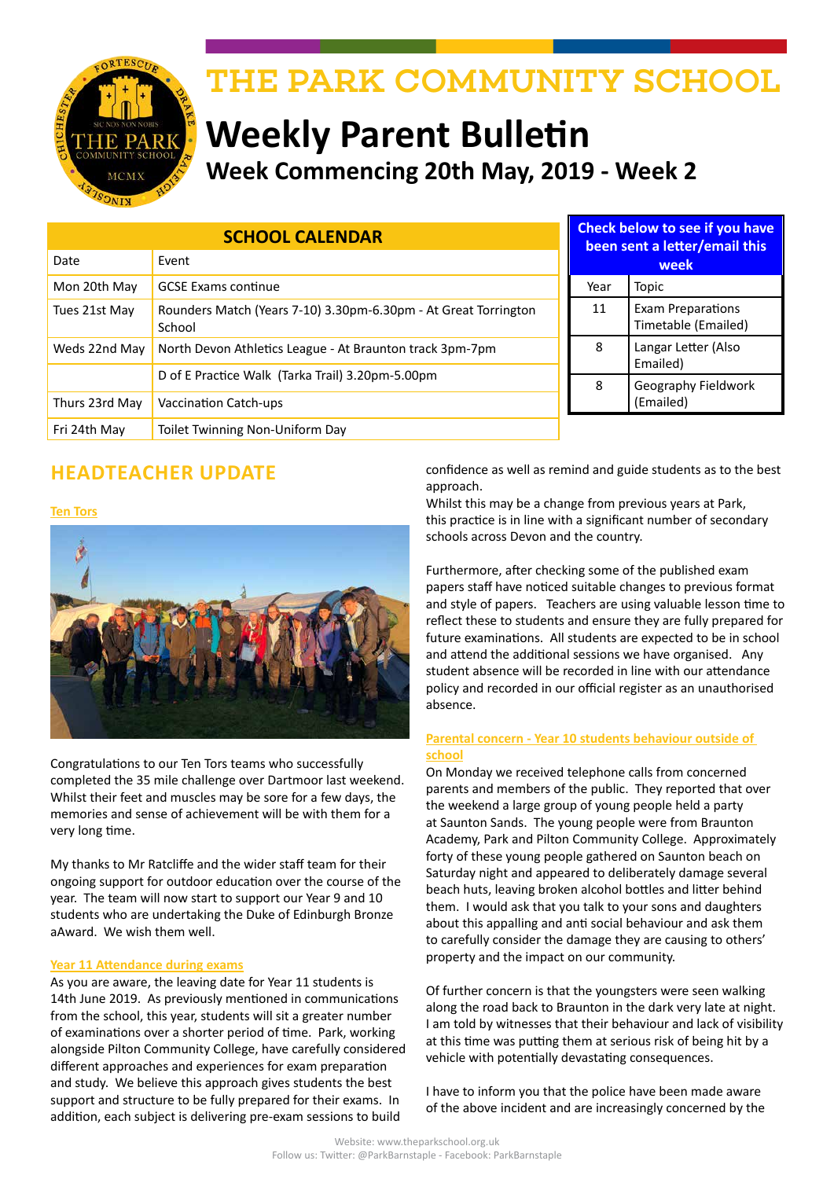# THE PARK COMMUNITY SCHOOL

# Weekly Parent Bulletin

## Week Commencing 20th May, 2019 - Week 2

| SCHOOL CALENDAR | |
|---|---|
| Date | Event |
| Mon 20th May | GCSE Exams continue |
| Tues 21st May | Rounders Match (Years 7-10) 3.30pm-6.30pm - At Great Torrington School |
| Weds 22nd May | North Devon Athletics League - At Braunton track 3pm-7pm |
| | D of E Practice Walk (Tarka Trail) 3.20pm-5.00pm |
| Thurs 23rd May | Vaccination Catch-ups |
| Fri 24th May | Toilet Twinning Non-Uniform Day |

| Check below to see if you have been sent a letter/email this week | |
|---|---|
| Year | Topic |
| 11 | Exam Preparations Timetable (Emailed) |
| 8 | Langar Letter (Also Emailed) |
| 8 | Geography Fieldwork (Emailed) |

## HEADTEACHER UPDATE

**Ten Tors**

Congratulations to our Ten Tors teams who successfully completed the 35 mile challenge over Dartmoor last weekend. Whilst their feet and muscles may be sore for a few days, the memories and sense of achievement will be with them for a very long time.

My thanks to Mr Ratcliffe and the wider staff team for their ongoing support for outdoor education over the course of the year. The team will now start to support our Year 9 and 10 students who are undertaking the Duke of Edinburgh Bronze aAward. We wish them well.

**Year 11 Attendance during exams**

As you are aware, the leaving date for Year 11 students is 14th June 2019. As previously mentioned in communications from the school, this year, students will sit a greater number of examinations over a shorter period of time. Park, working alongside Pilton Community College, have carefully considered different approaches and experiences for exam preparation and study. We believe this approach gives students the best support and structure to be fully prepared for their exams. In addition, each subject is delivering pre-exam sessions to build confidence as well as remind and guide students as to the best approach.

Whilst this may be a change from previous years at Park, this practice is in line with a significant number of secondary schools across Devon and the country.

Furthermore, after checking some of the published exam papers staff have noticed suitable changes to previous format and style of papers. Teachers are using valuable lesson time to reflect these to students and ensure they are fully prepared for future examinations. All students are expected to be in school and attend the additional sessions we have organised. Any student absence will be recorded in line with our attendance policy and recorded in our official register as an unauthorised absence.

**Parental concern - Year 10 students behaviour outside of school**

On Monday we received telephone calls from concerned parents and members of the public. They reported that over the weekend a large group of young people held a party at Saunton Sands. The young people were from Braunton Academy, Park and Pilton Community College. Approximately forty of these young people gathered on Saunton beach on Saturday night and appeared to deliberately damage several beach huts, leaving broken alcohol bottles and litter behind them. I would ask that you talk to your sons and daughters about this appalling and anti social behaviour and ask them to carefully consider the damage they are causing to others' property and the impact on our community.

Of further concern is that the youngsters were seen walking along the road back to Braunton in the dark very late at night. I am told by witnesses that their behaviour and lack of visibility at this time was putting them at serious risk of being hit by a vehicle with potentially devastating consequences.

I have to inform you that the police have been made aware of the above incident and are increasingly concerned by the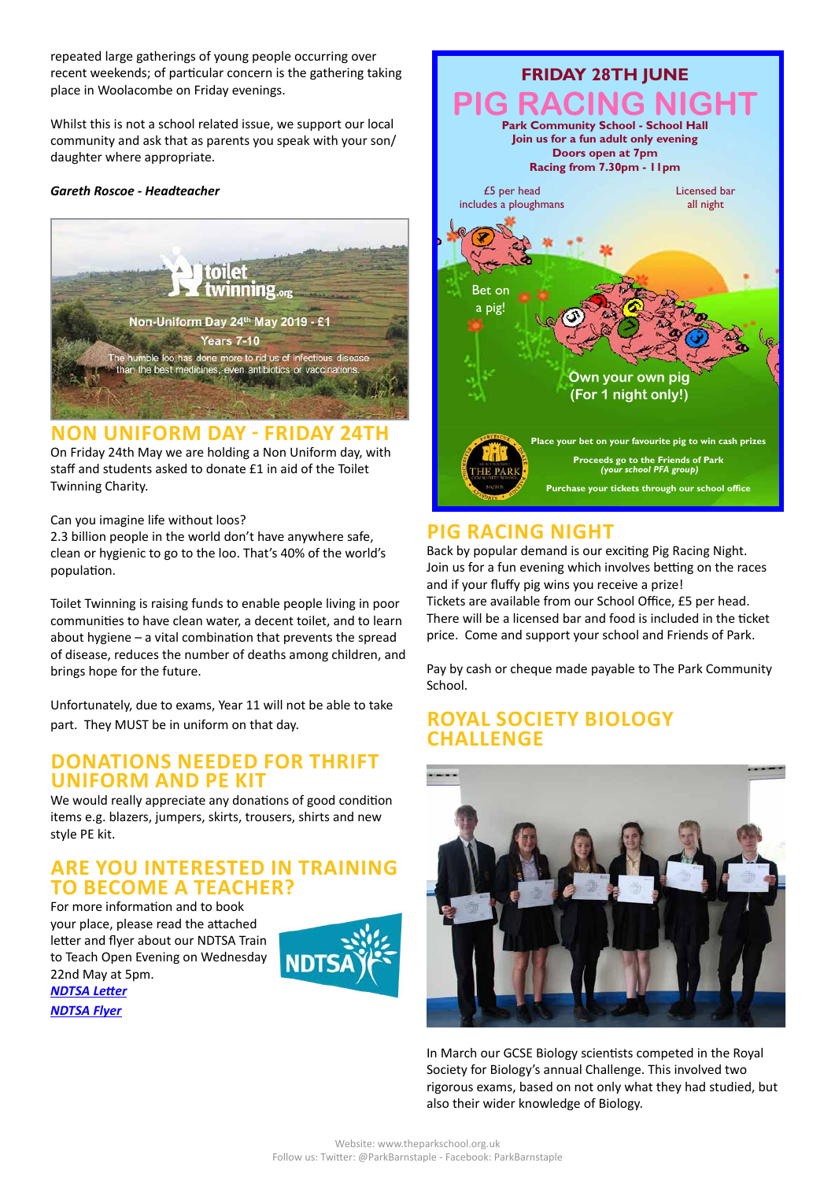repeated large gatherings of young people occurring over recent weekends; of particular concern is the gathering taking place in Woolacombe on Friday evenings.

Whilst this is not a school related issue, we support our local community and ask that as parents you speak with your son/daughter where appropriate.

***Gareth Roscoe - Headteacher***

toilet twinning.org

Non-Uniform Day 24th May 2019 - £1

Years 7-10

The humble loo has done more to rid us of infectious disease than the best medicines, even antibiotics or vaccinations.

## NON UNIFORM DAY - FRIDAY 24TH

On Friday 24th May we are holding a Non Uniform day, with staff and students asked to donate £1 in aid of the Toilet Twinning Charity.

Can you imagine life without loos?
2.3 billion people in the world don't have anywhere safe, clean or hygienic to go to the loo. That's 40% of the world's population.

Toilet Twinning is raising funds to enable people living in poor communities to have clean water, a decent toilet, and to learn about hygiene – a vital combination that prevents the spread of disease, reduces the number of deaths among children, and brings hope for the future.

Unfortunately, due to exams, Year 11 will not be able to take part. They MUST be in uniform on that day.

## DONATIONS NEEDED FOR THRIFT UNIFORM AND PE KIT

We would really appreciate any donations of good condition items e.g. blazers, jumpers, skirts, trousers, shirts and new style PE kit.

## ARE YOU INTERESTED IN TRAINING TO BECOME A TEACHER?

For more information and to book your place, please read the attached letter and flyer about our NDTSA Train to Teach Open Evening on Wednesday 22nd May at 5pm.

***NDTSA Letter***

***NDTSA Flyer***

FRIDAY 28TH JUNE

PIG RACING NIGHT

Park Community School - School Hall
Join us for a fun adult only evening
Doors open at 7pm
Racing from 7.30pm - 11pm

£5 per head includes a ploughmans

Licensed bar all night

Bet on a pig!

Own your own pig (For 1 night only!)

Place your bet on your favourite pig to win cash prizes

Proceeds go to the Friends of Park *(your school PFA group)*

Purchase your tickets through our school office

## PIG RACING NIGHT

Back by popular demand is our exciting Pig Racing Night. Join us for a fun evening which involves betting on the races and if your fluffy pig wins you receive a prize!
Tickets are available from our School Office, £5 per head. There will be a licensed bar and food is included in the ticket price. Come and support your school and Friends of Park.

Pay by cash or cheque made payable to The Park Community School.

## ROYAL SOCIETY BIOLOGY CHALLENGE

In March our GCSE Biology scientists competed in the Royal Society for Biology's annual Challenge. This involved two rigorous exams, based on not only what they had studied, but also their wider knowledge of Biology.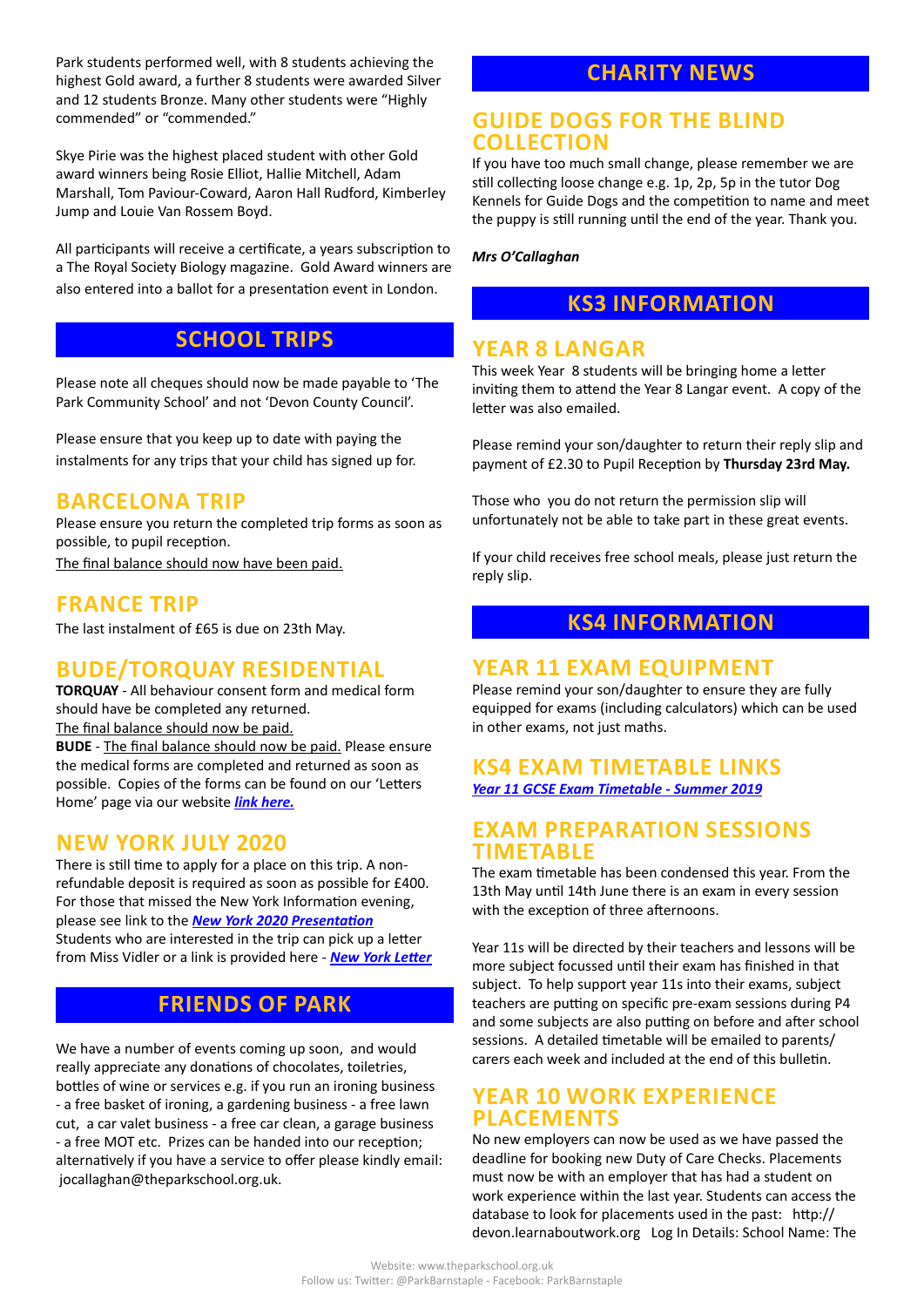Park students performed well, with 8 students achieving the highest Gold award, a further 8 students were awarded Silver and 12 students Bronze. Many other students were "Highly commended" or "commended."

Skye Pirie was the highest placed student with other Gold award winners being Rosie Elliot, Hallie Mitchell, Adam Marshall, Tom Paviour-Coward, Aaron Hall Rudford, Kimberley Jump and Louie Van Rossem Boyd.

All participants will receive a certificate, a years subscription to a The Royal Society Biology magazine. Gold Award winners are also entered into a ballot for a presentation event in London.

## SCHOOL TRIPS

Please note all cheques should now be made payable to 'The Park Community School' and not 'Devon County Council'.

Please ensure that you keep up to date with paying the instalments for any trips that your child has signed up for.

### BARCELONA TRIP

Please ensure you return the completed trip forms as soon as possible, to pupil reception.

The final balance should now have been paid.

### FRANCE TRIP

The last instalment of £65 is due on 23th May.

### BUDE/TORQUAY RESIDENTIAL

**TORQUAY** - All behaviour consent form and medical form should have be completed any returned.

The final balance should now be paid.

**BUDE** - The final balance should now be paid. Please ensure the medical forms are completed and returned as soon as possible. Copies of the forms can be found on our 'Letters Home' page via our website ***link here.***

### NEW YORK JULY 2020

There is still time to apply for a place on this trip. A non-refundable deposit is required as soon as possible for £400. For those that missed the New York Information evening, please see link to the ***New York 2020 Presentation***

Students who are interested in the trip can pick up a letter from Miss Vidler or a link is provided here - ***New York Letter***

## FRIENDS OF PARK

We have a number of events coming up soon, and would really appreciate any donations of chocolates, toiletries, bottles of wine or services e.g. if you run an ironing business - a free basket of ironing, a gardening business - a free lawn cut, a car valet business - a free car clean, a garage business - a free MOT etc. Prizes can be handed into our reception; alternatively if you have a service to offer please kindly email: jocallaghan@theparkschool.org.uk.

## CHARITY NEWS

### GUIDE DOGS FOR THE BLIND COLLECTION

If you have too much small change, please remember we are still collecting loose change e.g. 1p, 2p, 5p in the tutor Dog Kennels for Guide Dogs and the competition to name and meet the puppy is still running until the end of the year. Thank you.

***Mrs O'Callaghan***

## KS3 INFORMATION

### YEAR 8 LANGAR

This week Year 8 students will be bringing home a letter inviting them to attend the Year 8 Langar event. A copy of the letter was also emailed.

Please remind your son/daughter to return their reply slip and payment of £2.30 to Pupil Reception by **Thursday 23rd May.**

Those who you do not return the permission slip will unfortunately not be able to take part in these great events.

If your child receives free school meals, please just return the reply slip.

## KS4 INFORMATION

### YEAR 11 EXAM EQUIPMENT

Please remind your son/daughter to ensure they are fully equipped for exams (including calculators) which can be used in other exams, not just maths.

### KS4 EXAM TIMETABLE LINKS

***Year 11 GCSE Exam Timetable - Summer 2019***

### EXAM PREPARATION SESSIONS TIMETABLE

The exam timetable has been condensed this year. From the 13th May until 14th June there is an exam in every session with the exception of three afternoons.

Year 11s will be directed by their teachers and lessons will be more subject focussed until their exam has finished in that subject. To help support year 11s into their exams, subject teachers are putting on specific pre-exam sessions during P4 and some subjects are also putting on before and after school sessions. A detailed timetable will be emailed to parents/carers each week and included at the end of this bulletin.

### YEAR 10 WORK EXPERIENCE PLACEMENTS

No new employers can now be used as we have passed the deadline for booking new Duty of Care Checks. Placements must now be with an employer that has had a student on work experience within the last year. Students can access the database to look for placements used in the past: http://devon.learnaboutwork.org Log In Details: School Name: The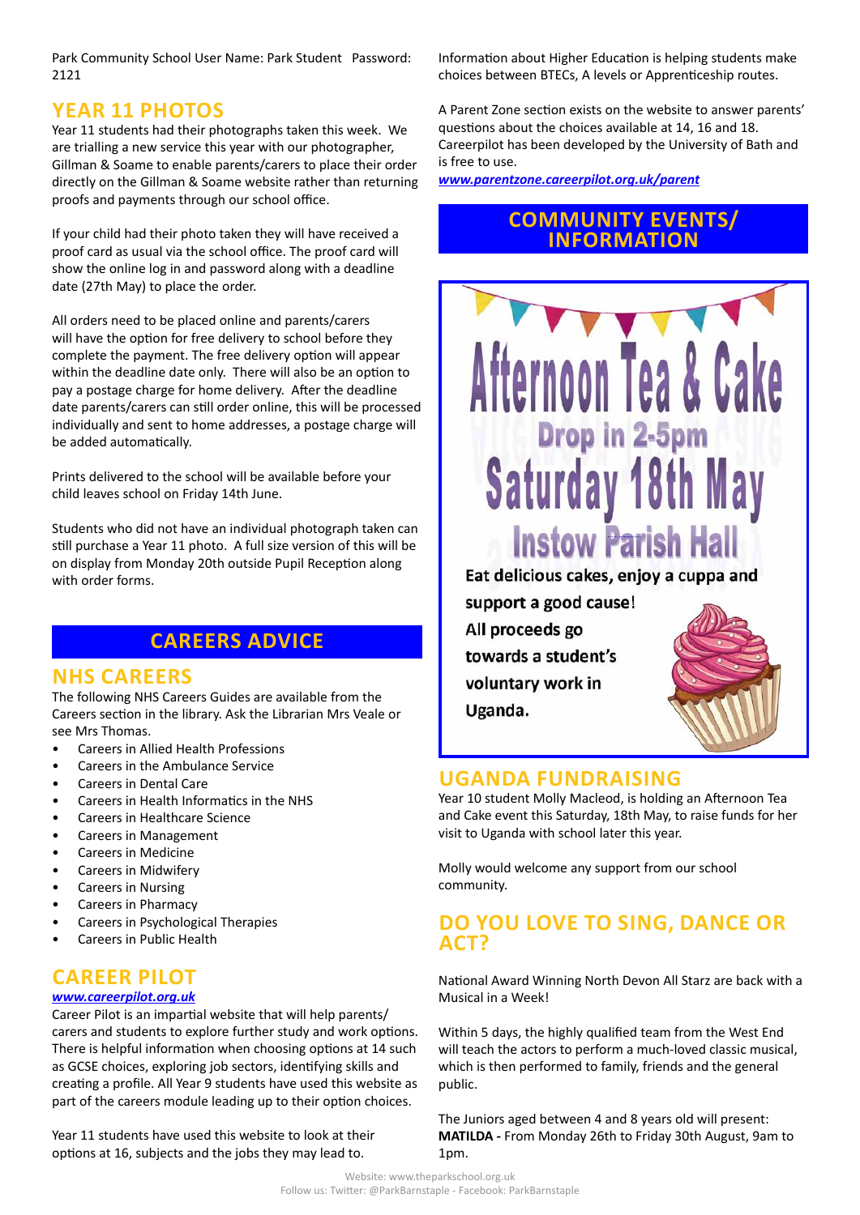Park Community School User Name: Park Student Password: 2121

## YEAR 11 PHOTOS

Year 11 students had their photographs taken this week. We are trialling a new service this year with our photographer, Gillman & Soame to enable parents/carers to place their order directly on the Gillman & Soame website rather than returning proofs and payments through our school office.

If your child had their photo taken they will have received a proof card as usual via the school office. The proof card will show the online log in and password along with a deadline date (27th May) to place the order.

All orders need to be placed online and parents/carers will have the option for free delivery to school before they complete the payment. The free delivery option will appear within the deadline date only. There will also be an option to pay a postage charge for home delivery. After the deadline date parents/carers can still order online, this will be processed individually and sent to home addresses, a postage charge will be added automatically.

Prints delivered to the school will be available before your child leaves school on Friday 14th June.

Students who did not have an individual photograph taken can still purchase a Year 11 photo. A full size version of this will be on display from Monday 20th outside Pupil Reception along with order forms.

# CAREERS ADVICE

## NHS CAREERS

The following NHS Careers Guides are available from the Careers section in the library. Ask the Librarian Mrs Veale or see Mrs Thomas.

- Careers in Allied Health Professions
- Careers in the Ambulance Service
- Careers in Dental Care
- Careers in Health Informatics in the NHS
- Careers in Healthcare Science
- Careers in Management
- Careers in Medicine
- Careers in Midwifery
- Careers in Nursing
- Careers in Pharmacy
- Careers in Psychological Therapies
- Careers in Public Health

## CAREER PILOT

***www.careerpilot.org.uk***

Career Pilot is an impartial website that will help parents/carers and students to explore further study and work options. There is helpful information when choosing options at 14 such as GCSE choices, exploring job sectors, identifying skills and creating a profile. All Year 9 students have used this website as part of the careers module leading up to their option choices.

Year 11 students have used this website to look at their options at 16, subjects and the jobs they may lead to.

Information about Higher Education is helping students make choices between BTECs, A levels or Apprenticeship routes.

A Parent Zone section exists on the website to answer parents' questions about the choices available at 14, 16 and 18. Careerpilot has been developed by the University of Bath and is free to use.

***www.parentzone.careerpilot.org.uk/parent***

# COMMUNITY EVENTS/ INFORMATION

**Afternoon Tea & Cake**

**Drop in 2-5pm**

**Saturday 18th May**

**Instow Parish Hall**

**Eat delicious cakes, enjoy a cuppa and support a good cause! All proceeds go towards a student's voluntary work in Uganda.**

## UGANDA FUNDRAISING

Year 10 student Molly Macleod, is holding an Afternoon Tea and Cake event this Saturday, 18th May, to raise funds for her visit to Uganda with school later this year.

Molly would welcome any support from our school community.

## DO YOU LOVE TO SING, DANCE OR ACT?

National Award Winning North Devon All Starz are back with a Musical in a Week!

Within 5 days, the highly qualified team from the West End will teach the actors to perform a much-loved classic musical, which is then performed to family, friends and the general public.

The Juniors aged between 4 and 8 years old will present: **MATILDA -** From Monday 26th to Friday 30th August, 9am to 1pm.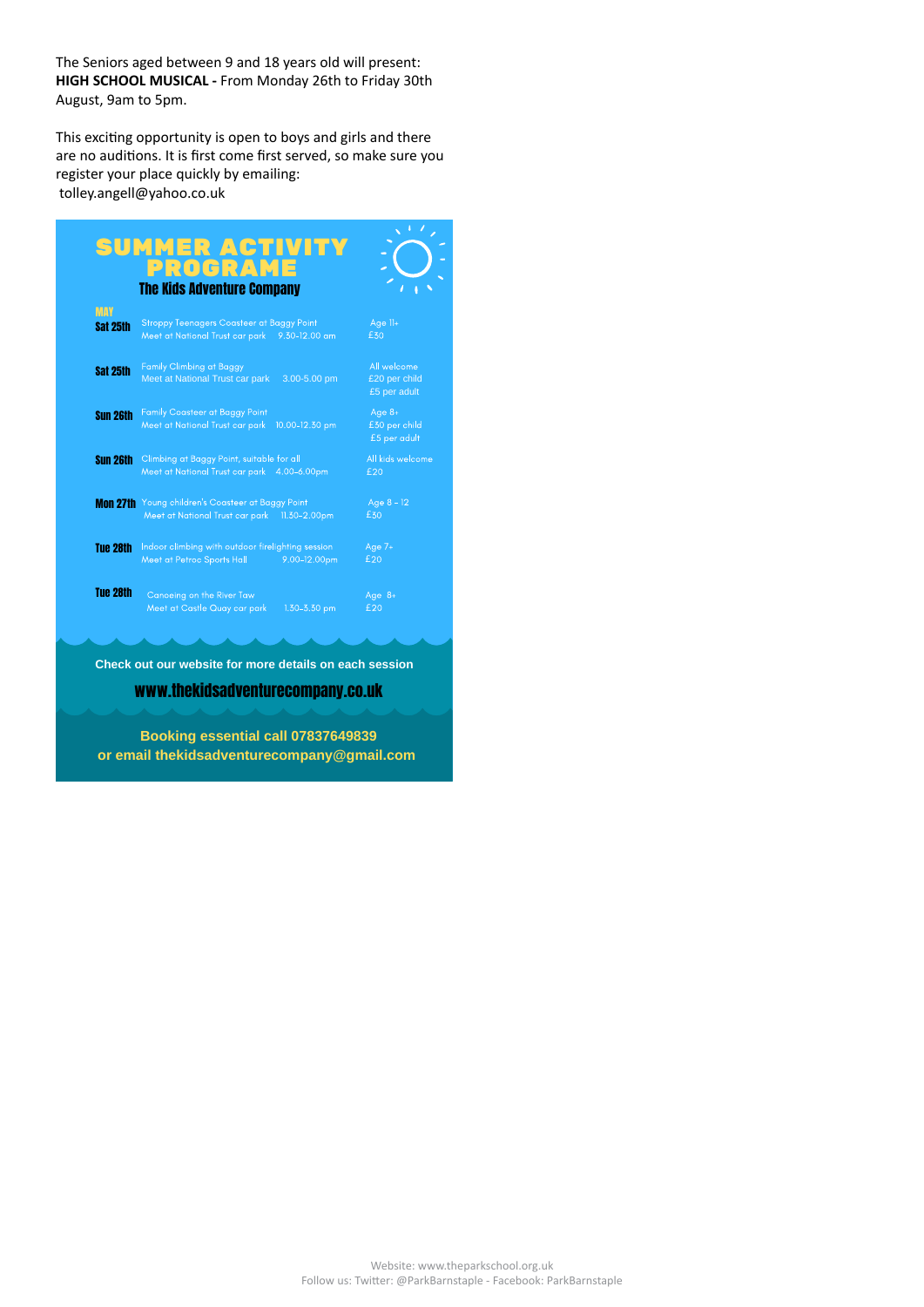The Seniors aged between 9 and 18 years old will present:
**HIGH SCHOOL MUSICAL -** From Monday 26th to Friday 30th August, 9am to 5pm.

This exciting opportunity is open to boys and girls and there are no auditions. It is first come first served, so make sure you register your place quickly by emailing:
tolley.angell@yahoo.co.uk

# SUMMER ACTIVITY PROGRAME

## The Kids Adventure Company

**MAY**

| Date | Activity | Details |
|---|---|---|
| **Sat 25th** | Stroppy Teenagers Coasteer at Baggy Point<br>Meet at National Trust car park 9.30-12.00 am | Age 11+<br>£30 |
| **Sat 25th** | Family Climbing at Baggy<br>Meet at National Trust car park 3.00-5.00 pm | All welcome<br>£20 per child<br>£5 per adult |
| **Sun 26th** | Family Coasteer at Baggy Point<br>Meet at National Trust car park 10.00-12.30 pm | Age 8+<br>£30 per child<br>£5 per adult |
| **Sun 26th** | Climbing at Baggy Point, suitable for all<br>Meet at National Trust car park 4.00-6.00pm | All kids welcome<br>£20 |
| **Mon 27th** | Young children's Coasteer at Baggy Point<br>Meet at National Trust car park 11.30-2.00pm | Age 8 – 12<br>£30 |
| **Tue 28th** | Indoor climbing with outdoor firelighting session<br>Meet at Petroc Sports Hall 9.00-12.00pm | Age 7+<br>£20 |
| **Tue 28th** | Canoeing on the River Taw<br>Meet at Castle Quay car park 1.30-3.30 pm | Age 8+<br>£20 |

**Check out our website for more details on each session**

**www.thekidsadventurecompany.co.uk**

**Booking essential call 07837649839**
**or email thekidsadventurecompany@gmail.com**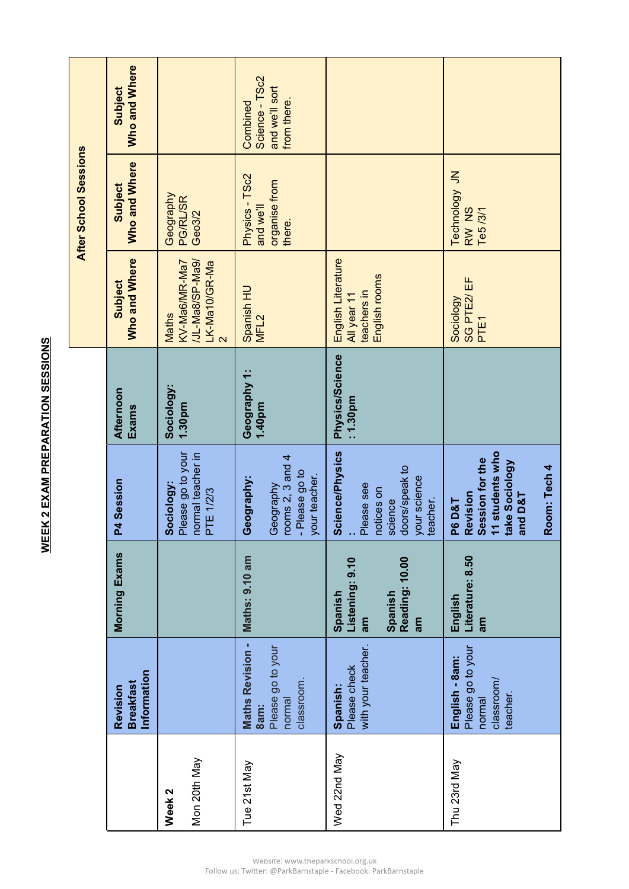# WEEK 2 EXAM PREPARATION SESSIONS

| | Revision Breakfast Information | Morning Exams | P4 Session | Afternoon Exams | After School Sessions | | |
|---|---|---|---|---|---|---|---|
| | | | | | **Subject Who and Where** | **Subject Who and Where** | **Subject Who and Where** |
| **Week 2** Mon 20th May | | | **Sociology:** Please go to your normal teacher in PTE 1/2/3 | **Sociology: 1.30pm** | Maths KV-Ma6/MR-Ma7/JL-Ma8/SP-Ma9/LK-Ma10/GR-Ma2 | Geography PG/RL/SR Geo3/2 | |
| Tue 21st May | **Maths Revision - 8am:** Please go to your normal classroom. | **Maths: 9.10 am** | **Geography:** Geography rooms 2, 3 and 4 - Please go to your teacher. | **Geography 1: 1.40pm** | Spanish HU MFL2 | Physics - TSc2 and we'll organise from there. | Combined Science - TSc2 and we'll sort from there. |
| Wed 22nd May | **Spanish:** Please check with your teacher. | **Spanish Listening: 9.10 am** **Spanish Reading: 10.00 am** | **Science/Physics:** Please see notices on science doors/speak to your science teacher. | **Physics/Science: 1.30pm** | English Literature All year 11 teachers in English rooms | | |
| Thu 23rd May | **English - 8am:** Please go to your normal classroom/ teacher. | **English Literature: 8.50 am** | **P6 D&T Revision Session for the 11 students who take Sociology and D&T** **Room: Tech 4** | | Sociology SG PTE2/ EF PTE1 | Technology JN RW NS Te5 /3/1 | |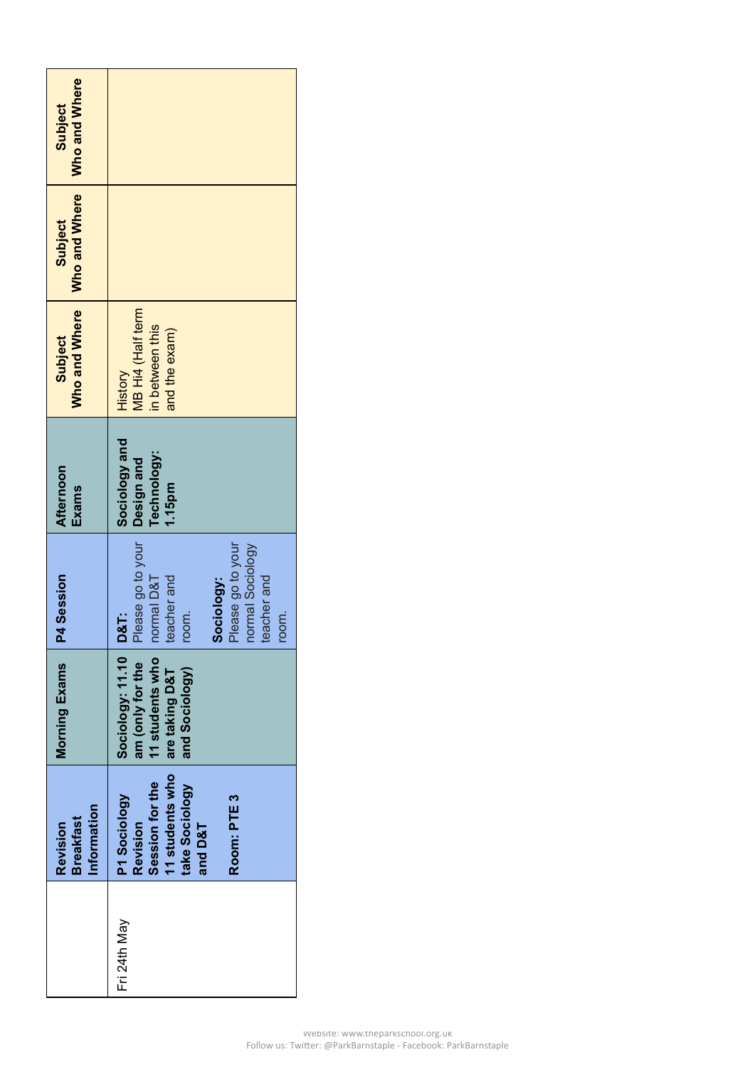| | Revision Breakfast Information | Morning Exams | P4 Session | Afternoon Exams | Subject Who and Where | Subject Who and Where | Subject Who and Where |
|---|---|---|---|---|---|---|---|
| Fri 24th May | **P1 Sociology Revision Session for the 11 students who take Sociology and D&T**<br><br>**Room: PTE 3** | **Sociology: 11.10 am (only for the 11 students who are taking D&T and Sociology)** | **D&T:** Please go to your normal D&T teacher and room.<br><br>**Sociology:** Please go to your normal Sociology teacher and room. | **Sociology and Design and Technology: 1.15pm** | History<br>MB Hi4 (Half term in between this and the exam) | | |

Website: www.theparkschool.org.uk
Follow us: Twitter: @ParkBarnstaple - Facebook: ParkBarnstaple